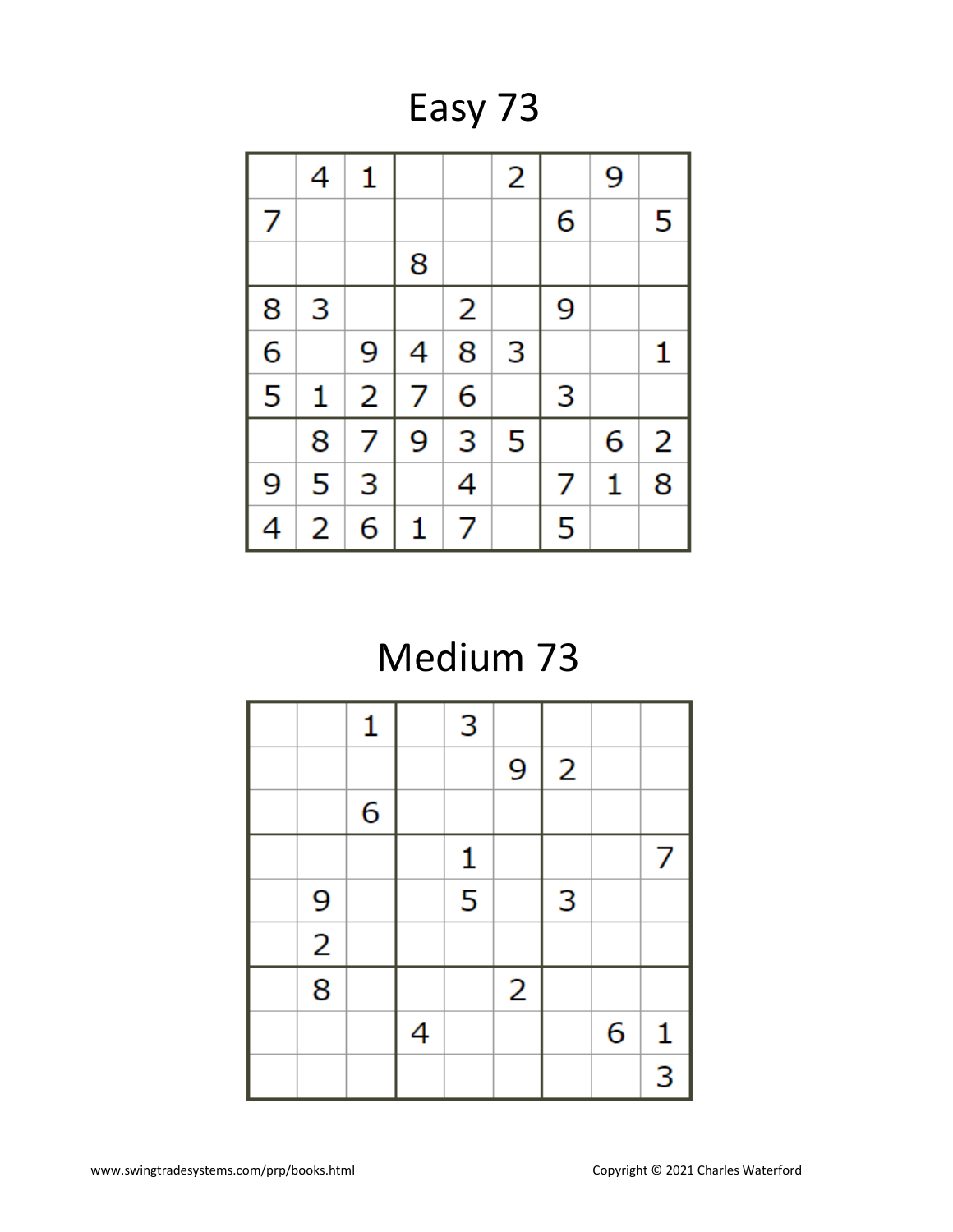# Easy 73

| | | | | | | | | |
|---|---|---|---|---|---|---|---|---|
| | 4 | 1 | | | 2 | | 9 | |
| 7 | | | | | | 6 | | 5 |
| | | | 8 | | | | | |
| 8 | 3 | | | 2 | | 9 | | |
| 6 | | 9 | 4 | 8 | 3 | | | 1 |
| 5 | 1 | 2 | 7 | 6 | | 3 | | |
| | 8 | 7 | 9 | 3 | 5 | | 6 | 2 |
| 9 | 5 | 3 | | 4 | | 7 | 1 | 8 |
| 4 | 2 | 6 | 1 | 7 | | 5 | | |

# Medium 73

| | | | | | | | | |
|---|---|---|---|---|---|---|---|---|
| | | 1 | | 3 | | | | |
| | | | | | 9 | 2 | | |
| | | 6 | | | | | | |
| | | | | 1 | | | | 7 |
| | 9 | | | 5 | | 3 | | |
| | 2 | | | | | | | |
| | 8 | | | | 2 | | | |
| | | | 4 | | | | 6 | 1 |
| | | | | | | | | 3 |

www.swingtradesystems.com/prp/books.html

Copyright © 2021 Charles Waterford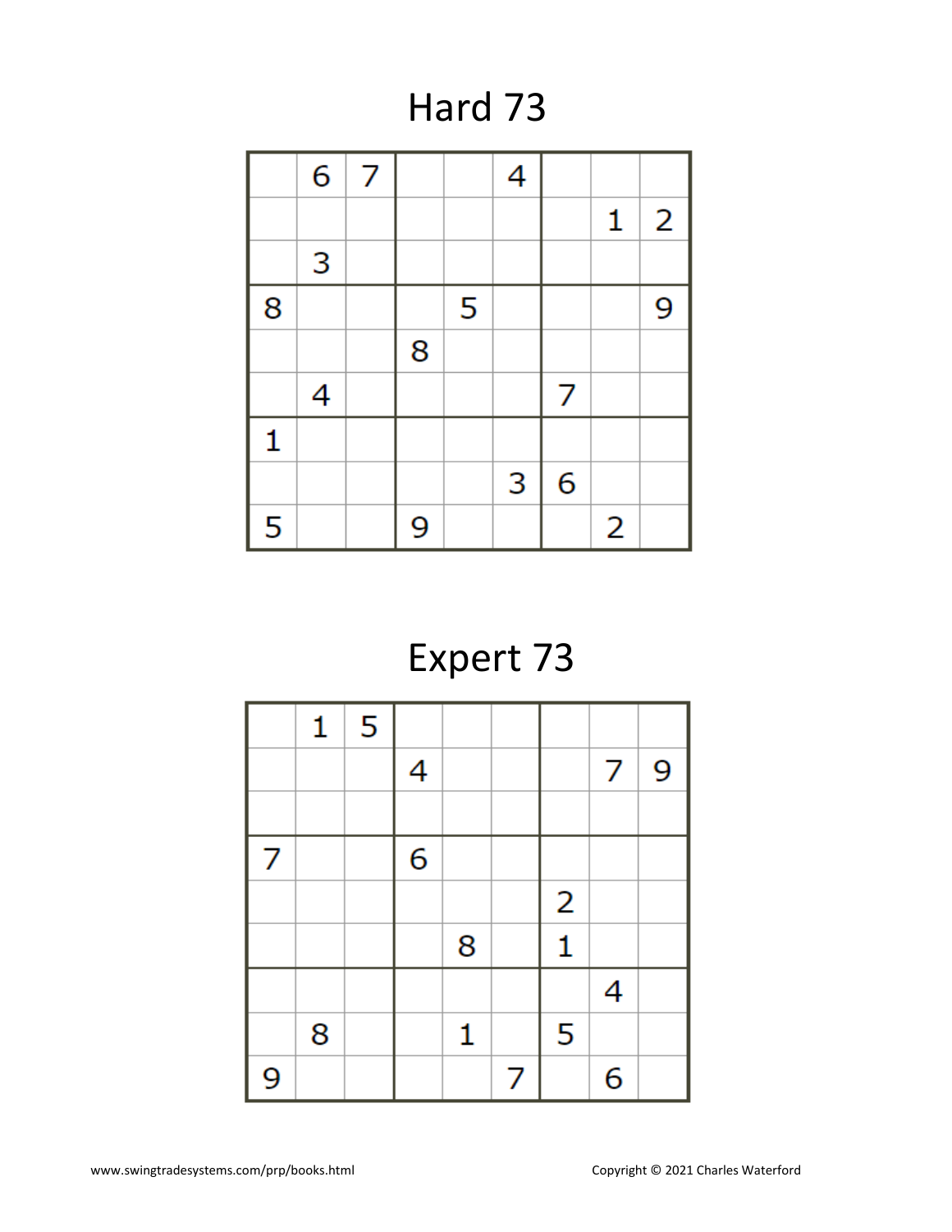# Hard 73

| | | | | | | | | |
|---|---|---|---|---|---|---|---|---|
| | 6 | 7 | | | 4 | | | |
| | | | | | | | 1 | 2 |
| | 3 | | | | | | | |
| 8 | | | | 5 | | | | 9 |
| | | | 8 | | | | | |
| | 4 | | | | | 7 | | |
| 1 | | | | | | | | |
| | | | | | 3 | 6 | | |
| 5 | | | 9 | | | | 2 | |

# Expert 73

| | | | | | | | | |
|---|---|---|---|---|---|---|---|---|
| | 1 | 5 | | | | | | |
| | | | 4 | | | | 7 | 9 |
| | | | | | | | | |
| 7 | | | 6 | | | | | |
| | | | | | | 2 | | |
| | | | | 8 | | 1 | | |
| | | | | | | | 4 | |
| | 8 | | | 1 | | 5 | | |
| 9 | | | | | 7 | | 6 | |

www.swingtradesystems.com/prp/books.html

Copyright © 2021 Charles Waterford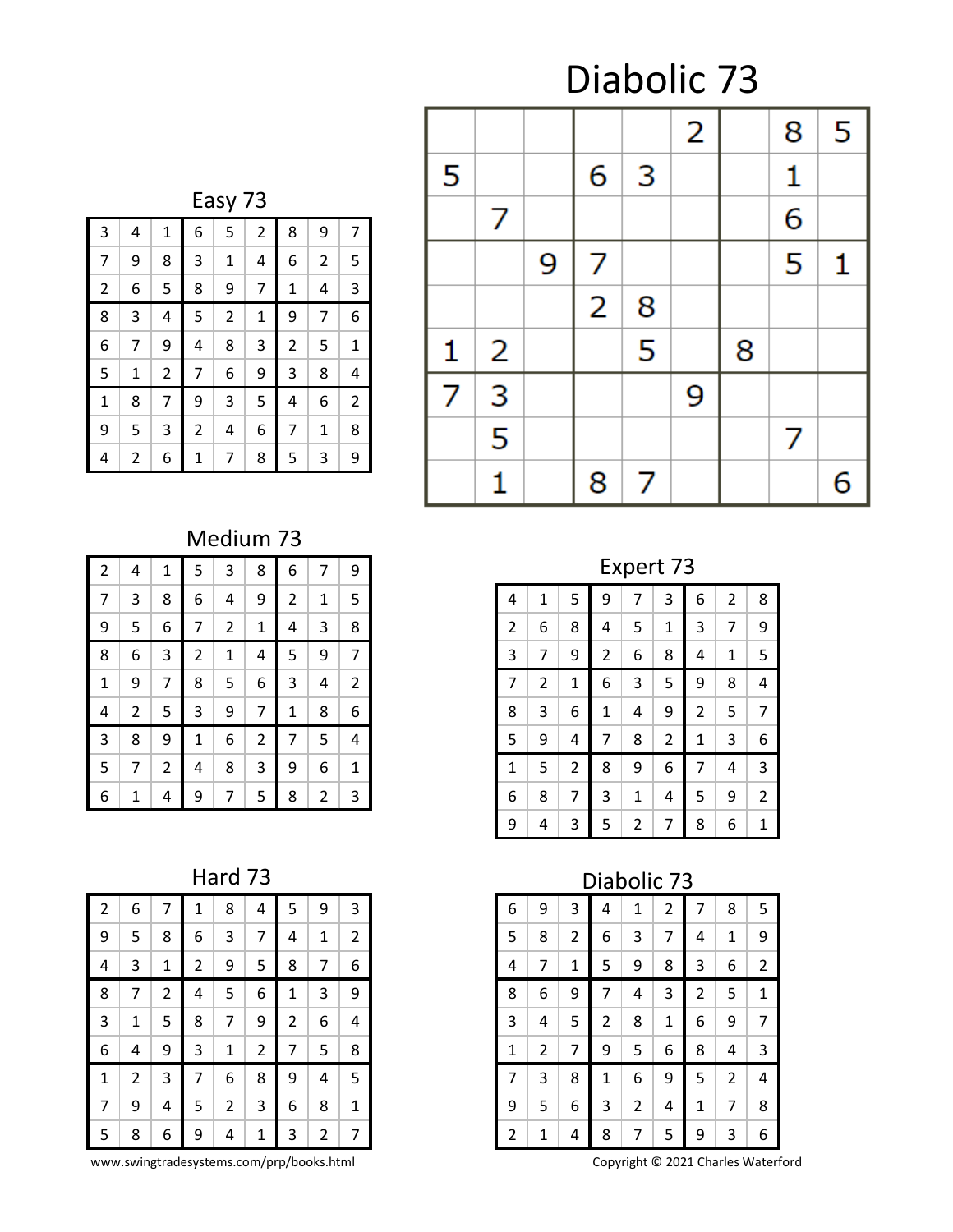# Diabolic 73

| | | | | | | | | |
|---|---|---|---|---|---|---|---|---|
| | | | | | 2 | | 8 | 5 |
| 5 | | | 6 | 3 | | | 1 | |
| | 7 | | | | | | 6 | |
| | | 9 | 7 | | | | 5 | 1 |
| | | | 2 | 8 | | | | |
| 1 | 2 | | | 5 | | 8 | | |
| 7 | 3 | | | | 9 | | | |
| | 5 | | | | | | 7 | |
| | 1 | | 8 | 7 | | | | 6 |

## Easy 73

| | | | | | | | | |
|---|---|---|---|---|---|---|---|---|
| 3 | 4 | 1 | 6 | 5 | 2 | 8 | 9 | 7 |
| 7 | 9 | 8 | 3 | 1 | 4 | 6 | 2 | 5 |
| 2 | 6 | 5 | 8 | 9 | 7 | 1 | 4 | 3 |
| 8 | 3 | 4 | 5 | 2 | 1 | 9 | 7 | 6 |
| 6 | 7 | 9 | 4 | 8 | 3 | 2 | 5 | 1 |
| 5 | 1 | 2 | 7 | 6 | 9 | 3 | 8 | 4 |
| 1 | 8 | 7 | 9 | 3 | 5 | 4 | 6 | 2 |
| 9 | 5 | 3 | 2 | 4 | 6 | 7 | 1 | 8 |
| 4 | 2 | 6 | 1 | 7 | 8 | 5 | 3 | 9 |

## Medium 73

| | | | | | | | | |
|---|---|---|---|---|---|---|---|---|
| 2 | 4 | 1 | 5 | 3 | 8 | 6 | 7 | 9 |
| 7 | 3 | 8 | 6 | 4 | 9 | 2 | 1 | 5 |
| 9 | 5 | 6 | 7 | 2 | 1 | 4 | 3 | 8 |
| 8 | 6 | 3 | 2 | 1 | 4 | 5 | 9 | 7 |
| 1 | 9 | 7 | 8 | 5 | 6 | 3 | 4 | 2 |
| 4 | 2 | 5 | 3 | 9 | 7 | 1 | 8 | 6 |
| 3 | 8 | 9 | 1 | 6 | 2 | 7 | 5 | 4 |
| 5 | 7 | 2 | 4 | 8 | 3 | 9 | 6 | 1 |
| 6 | 1 | 4 | 9 | 7 | 5 | 8 | 2 | 3 |

## Expert 73

| | | | | | | | | |
|---|---|---|---|---|---|---|---|---|
| 4 | 1 | 5 | 9 | 7 | 3 | 6 | 2 | 8 |
| 2 | 6 | 8 | 4 | 5 | 1 | 3 | 7 | 9 |
| 3 | 7 | 9 | 2 | 6 | 8 | 4 | 1 | 5 |
| 7 | 2 | 1 | 6 | 3 | 5 | 9 | 8 | 4 |
| 8 | 3 | 6 | 1 | 4 | 9 | 2 | 5 | 7 |
| 5 | 9 | 4 | 7 | 8 | 2 | 1 | 3 | 6 |
| 1 | 5 | 2 | 8 | 9 | 6 | 7 | 4 | 3 |
| 6 | 8 | 7 | 3 | 1 | 4 | 5 | 9 | 2 |
| 9 | 4 | 3 | 5 | 2 | 7 | 8 | 6 | 1 |

## Hard 73

| | | | | | | | | |
|---|---|---|---|---|---|---|---|---|
| 2 | 6 | 7 | 1 | 8 | 4 | 5 | 9 | 3 |
| 9 | 5 | 8 | 6 | 3 | 7 | 4 | 1 | 2 |
| 4 | 3 | 1 | 2 | 9 | 5 | 8 | 7 | 6 |
| 8 | 7 | 2 | 4 | 5 | 6 | 1 | 3 | 9 |
| 3 | 1 | 5 | 8 | 7 | 9 | 2 | 6 | 4 |
| 6 | 4 | 9 | 3 | 1 | 2 | 7 | 5 | 8 |
| 1 | 2 | 3 | 7 | 6 | 8 | 9 | 4 | 5 |
| 7 | 9 | 4 | 5 | 2 | 3 | 6 | 8 | 1 |
| 5 | 8 | 6 | 9 | 4 | 1 | 3 | 2 | 7 |

## Diabolic 73

| | | | | | | | | |
|---|---|---|---|---|---|---|---|---|
| 6 | 9 | 3 | 4 | 1 | 2 | 7 | 8 | 5 |
| 5 | 8 | 2 | 6 | 3 | 7 | 4 | 1 | 9 |
| 4 | 7 | 1 | 5 | 9 | 8 | 3 | 6 | 2 |
| 8 | 6 | 9 | 7 | 4 | 3 | 2 | 5 | 1 |
| 3 | 4 | 5 | 2 | 8 | 1 | 6 | 9 | 7 |
| 1 | 2 | 7 | 9 | 5 | 6 | 8 | 4 | 3 |
| 7 | 3 | 8 | 1 | 6 | 9 | 5 | 2 | 4 |
| 9 | 5 | 6 | 3 | 2 | 4 | 1 | 7 | 8 |
| 2 | 1 | 4 | 8 | 7 | 5 | 9 | 3 | 6 |

www.swingtradesystems.com/prp/books.html

Copyright © 2021 Charles Waterford